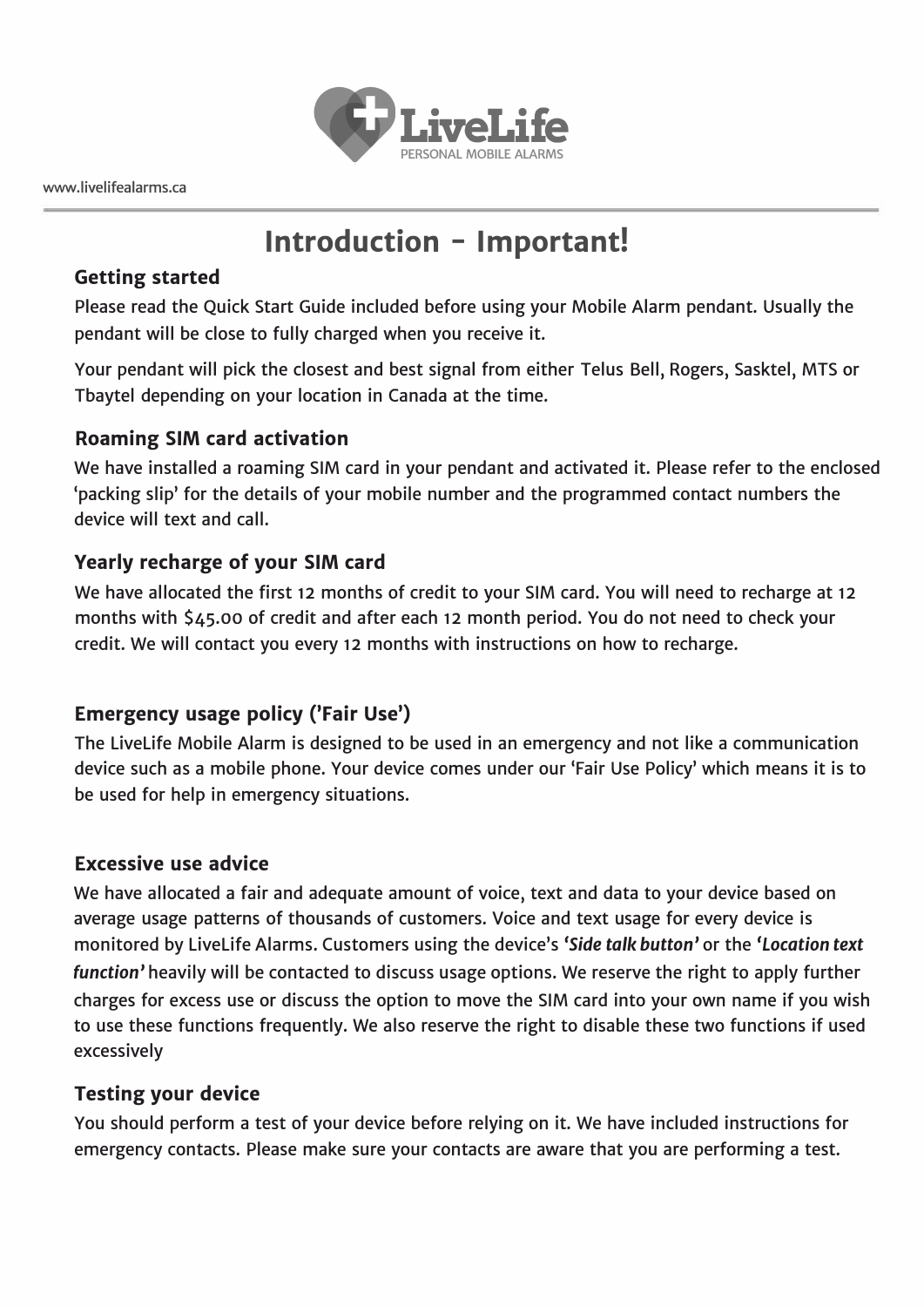LiveLife

PERSONAL MOBILE ALARMS

www.livelifealarms.ca

# Introduction - Important!

## Getting started

Please read the Quick Start Guide included before using your Mobile Alarm pendant. Usually the pendant will be close to fully charged when you receive it.

Your pendant will pick the closest and best signal from either Telus Bell, Rogers, Sasktel, MTS or Tbaytel depending on your location in Canada at the time.

## Roaming SIM card activation

We have installed a roaming SIM card in your pendant and activated it. Please refer to the enclosed 'packing slip' for the details of your mobile number and the programmed contact numbers the device will text and call.

## Yearly recharge of your SIM card

We have allocated the first 12 months of credit to your SIM card. You will need to recharge at 12 months with $45.00 of credit and after each 12 month period. You do not need to check your credit. We will contact you every 12 months with instructions on how to recharge.

## Emergency usage policy ('Fair Use')

The LiveLife Mobile Alarm is designed to be used in an emergency and not like a communication device such as a mobile phone. Your device comes under our 'Fair Use Policy' which means it is to be used for help in emergency situations.

## Excessive use advice

We have allocated a fair and adequate amount of voice, text and data to your device based on average usage patterns of thousands of customers. Voice and text usage for every device is monitored by LiveLife Alarms. Customers using the device's ***'Side talk button'*** or the ***'Location text function'*** heavily will be contacted to discuss usage options. We reserve the right to apply further charges for excess use or discuss the option to move the SIM card into your own name if you wish to use these functions frequently. We also reserve the right to disable these two functions if used excessively

## Testing your device

You should perform a test of your device before relying on it. We have included instructions for emergency contacts. Please make sure your contacts are aware that you are performing a test.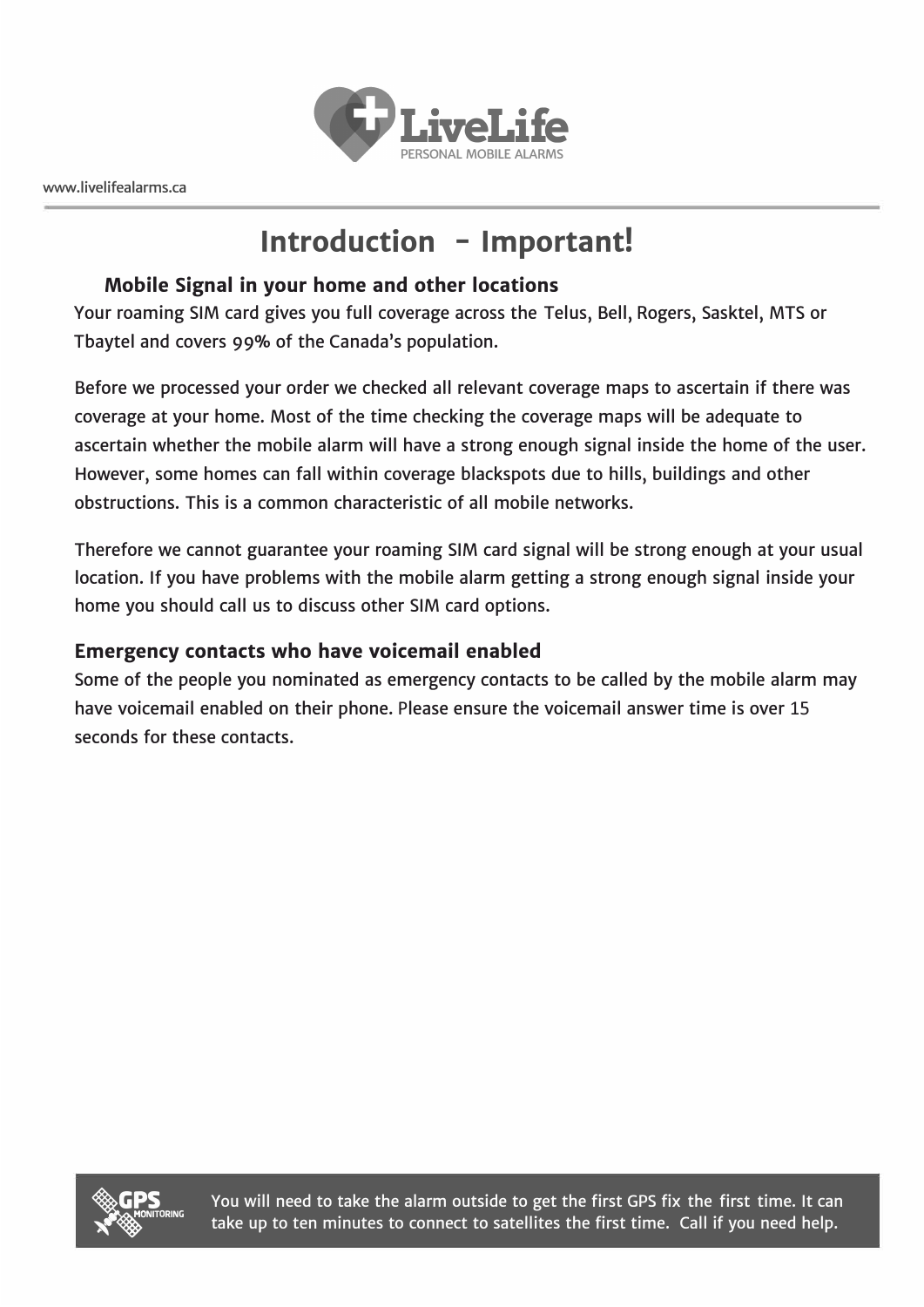LivePersonal Mobile Alarms

PERSONAL MOBILE ALARMS

www.livelifealarms.ca

# Introduction - Important!

## Mobile Signal in your home and other locations

Your roaming SIM card gives you full coverage across the Telus, Bell, Rogers, Sasktel, MTS or Tbaytel and covers 99% of the Canada's population.

Before we processed your order we checked all relevant coverage maps to ascertain if there was coverage at your home. Most of the time checking the coverage maps will be adequate to ascertain whether the mobile alarm will have a strong enough signal inside the home of the user. However, some homes can fall within coverage blackspots due to hills, buildings and other obstructions. This is a common characteristic of all mobile networks.

Therefore we cannot guarantee your roaming SIM card signal will be strong enough at your usual location. If you have problems with the mobile alarm getting a strong enough signal inside your home you should call us to discuss other SIM card options.

## Emergency contacts who have voicemail enabled

Some of the people you nominated as emergency contacts to be called by the mobile alarm may have voicemail enabled on their phone. Please ensure the voicemail answer time is over 15 seconds for these contacts.

**GPS MONITORING**

You will need to take the alarm outside to get the first GPS fix the first time. It can take up to ten minutes to connect to satellites the first time. Call if you need help.